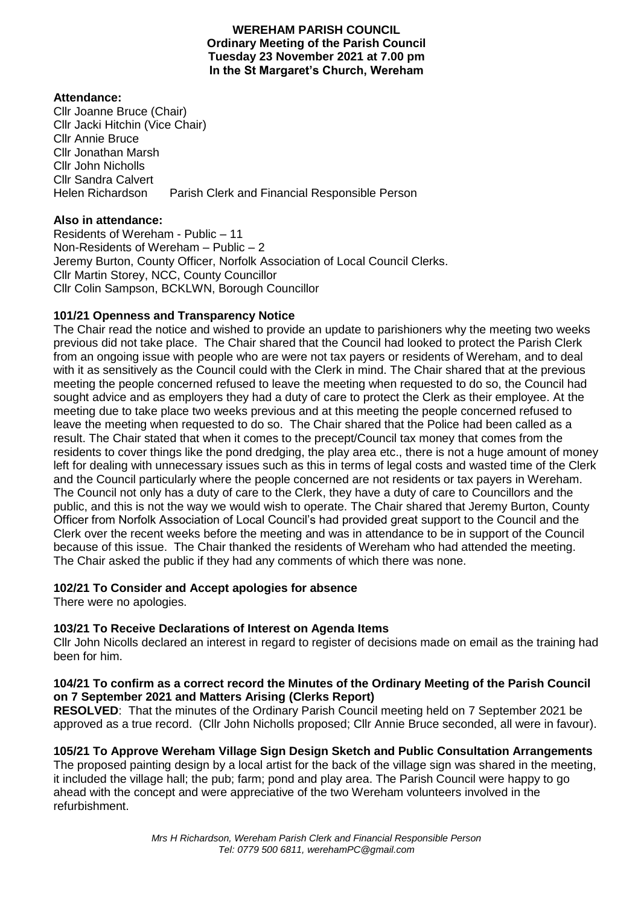# WEREHAM PARISH COUNCIL
## Ordinary Meeting of the Parish Council
## Tuesday 23 November 2021 at 7.00 pm
## In the St Margaret's Church, Wereham

### Attendance:

Cllr Joanne Bruce (Chair)
Cllr Jacki Hitchin (Vice Chair)
Cllr Annie Bruce
Cllr Jonathan Marsh
Cllr John Nicholls
Cllr Sandra Calvert
Helen Richardson    Parish Clerk and Financial Responsible Person

### Also in attendance:

Residents of Wereham - Public – 11
Non-Residents of Wereham – Public – 2
Jeremy Burton, County Officer, Norfolk Association of Local Council Clerks.
Cllr Martin Storey, NCC, County Councillor
Cllr Colin Sampson, BCKLWN, Borough Councillor

### 101/21 Openness and Transparency Notice

The Chair read the notice and wished to provide an update to parishioners why the meeting two weeks previous did not take place. The Chair shared that the Council had looked to protect the Parish Clerk from an ongoing issue with people who are were not tax payers or residents of Wereham, and to deal with it as sensitively as the Council could with the Clerk in mind. The Chair shared that at the previous meeting the people concerned refused to leave the meeting when requested to do so, the Council had sought advice and as employers they had a duty of care to protect the Clerk as their employee. At the meeting due to take place two weeks previous and at this meeting the people concerned refused to leave the meeting when requested to do so. The Chair shared that the Police had been called as a result. The Chair stated that when it comes to the precept/Council tax money that comes from the residents to cover things like the pond dredging, the play area etc., there is not a huge amount of money left for dealing with unnecessary issues such as this in terms of legal costs and wasted time of the Clerk and the Council particularly where the people concerned are not residents or tax payers in Wereham. The Council not only has a duty of care to the Clerk, they have a duty of care to Councillors and the public, and this is not the way we would wish to operate. The Chair shared that Jeremy Burton, County Officer from Norfolk Association of Local Council's had provided great support to the Council and the Clerk over the recent weeks before the meeting and was in attendance to be in support of the Council because of this issue. The Chair thanked the residents of Wereham who had attended the meeting. The Chair asked the public if they had any comments of which there was none.

### 102/21 To Consider and Accept apologies for absence

There were no apologies.

### 103/21 To Receive Declarations of Interest on Agenda Items

Cllr John Nicolls declared an interest in regard to register of decisions made on email as the training had been for him.

### 104/21 To confirm as a correct record the Minutes of the Ordinary Meeting of the Parish Council on 7 September 2021 and Matters Arising (Clerks Report)

**RESOLVED**: That the minutes of the Ordinary Parish Council meeting held on 7 September 2021 be approved as a true record. (Cllr John Nicholls proposed; Cllr Annie Bruce seconded, all were in favour).

### 105/21 To Approve Wereham Village Sign Design Sketch and Public Consultation Arrangements

The proposed painting design by a local artist for the back of the village sign was shared in the meeting, it included the village hall; the pub; farm; pond and play area. The Parish Council were happy to go ahead with the concept and were appreciative of the two Wereham volunteers involved in the refurbishment.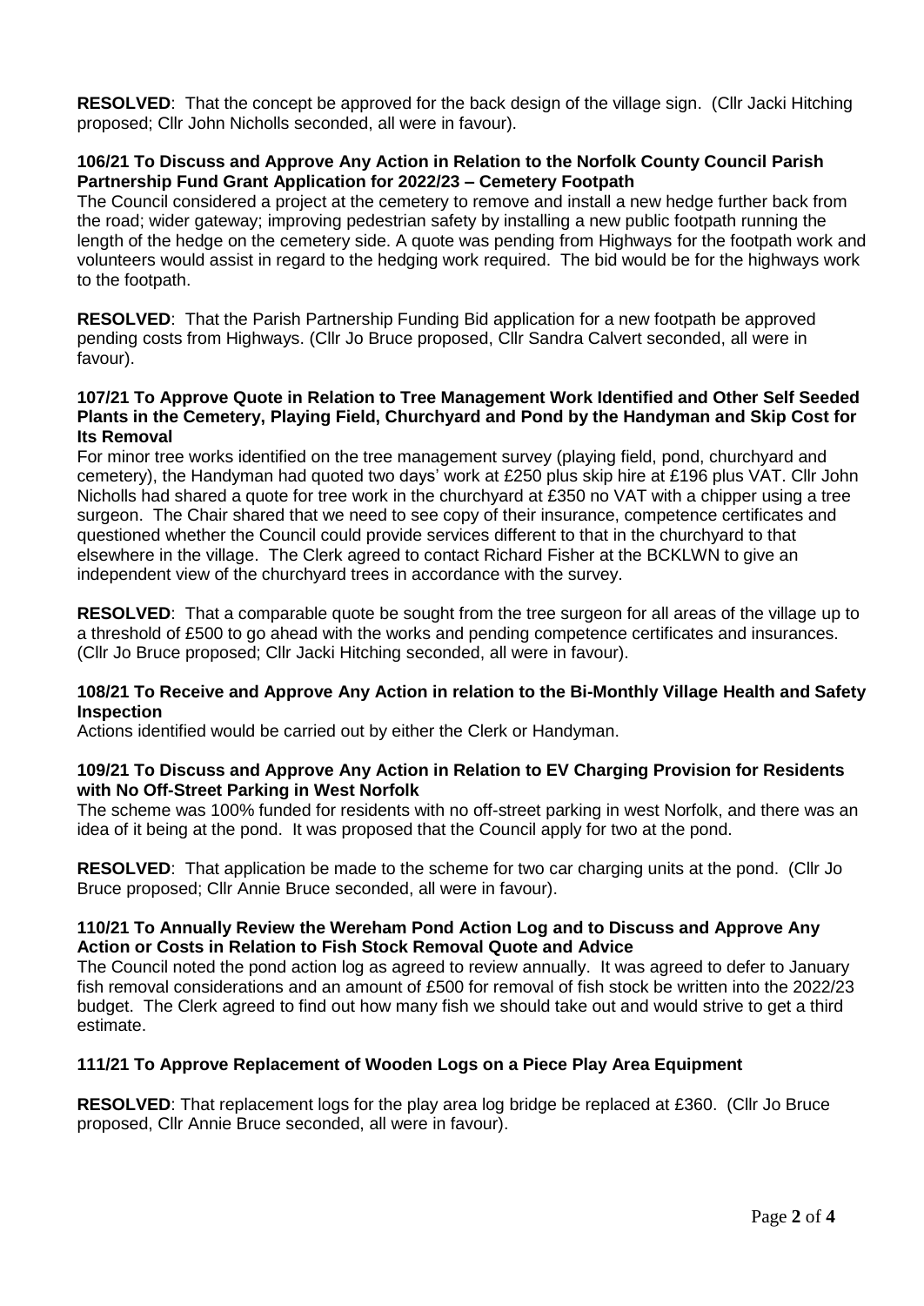**RESOLVED**: That the concept be approved for the back design of the village sign. (Cllr Jacki Hitching proposed; Cllr John Nicholls seconded, all were in favour).

### 106/21 To Discuss and Approve Any Action in Relation to the Norfolk County Council Parish Partnership Fund Grant Application for 2022/23 – Cemetery Footpath

The Council considered a project at the cemetery to remove and install a new hedge further back from the road; wider gateway; improving pedestrian safety by installing a new public footpath running the length of the hedge on the cemetery side. A quote was pending from Highways for the footpath work and volunteers would assist in regard to the hedging work required. The bid would be for the highways work to the footpath.

**RESOLVED**: That the Parish Partnership Funding Bid application for a new footpath be approved pending costs from Highways. (Cllr Jo Bruce proposed, Cllr Sandra Calvert seconded, all were in favour).

### 107/21 To Approve Quote in Relation to Tree Management Work Identified and Other Self Seeded Plants in the Cemetery, Playing Field, Churchyard and Pond by the Handyman and Skip Cost for Its Removal

For minor tree works identified on the tree management survey (playing field, pond, churchyard and cemetery), the Handyman had quoted two days' work at £250 plus skip hire at £196 plus VAT. Cllr John Nicholls had shared a quote for tree work in the churchyard at £350 no VAT with a chipper using a tree surgeon. The Chair shared that we need to see copy of their insurance, competence certificates and questioned whether the Council could provide services different to that in the churchyard to that elsewhere in the village. The Clerk agreed to contact Richard Fisher at the BCKLWN to give an independent view of the churchyard trees in accordance with the survey.

**RESOLVED**: That a comparable quote be sought from the tree surgeon for all areas of the village up to a threshold of £500 to go ahead with the works and pending competence certificates and insurances. (Cllr Jo Bruce proposed; Cllr Jacki Hitching seconded, all were in favour).

### 108/21 To Receive and Approve Any Action in relation to the Bi-Monthly Village Health and Safety Inspection

Actions identified would be carried out by either the Clerk or Handyman.

### 109/21 To Discuss and Approve Any Action in Relation to EV Charging Provision for Residents with No Off-Street Parking in West Norfolk

The scheme was 100% funded for residents with no off-street parking in west Norfolk, and there was an idea of it being at the pond. It was proposed that the Council apply for two at the pond.

**RESOLVED**: That application be made to the scheme for two car charging units at the pond. (Cllr Jo Bruce proposed; Cllr Annie Bruce seconded, all were in favour).

### 110/21 To Annually Review the Wereham Pond Action Log and to Discuss and Approve Any Action or Costs in Relation to Fish Stock Removal Quote and Advice

The Council noted the pond action log as agreed to review annually. It was agreed to defer to January fish removal considerations and an amount of £500 for removal of fish stock be written into the 2022/23 budget. The Clerk agreed to find out how many fish we should take out and would strive to get a third estimate.

### 111/21 To Approve Replacement of Wooden Logs on a Piece Play Area Equipment

**RESOLVED**: That replacement logs for the play area log bridge be replaced at £360. (Cllr Jo Bruce proposed, Cllr Annie Bruce seconded, all were in favour).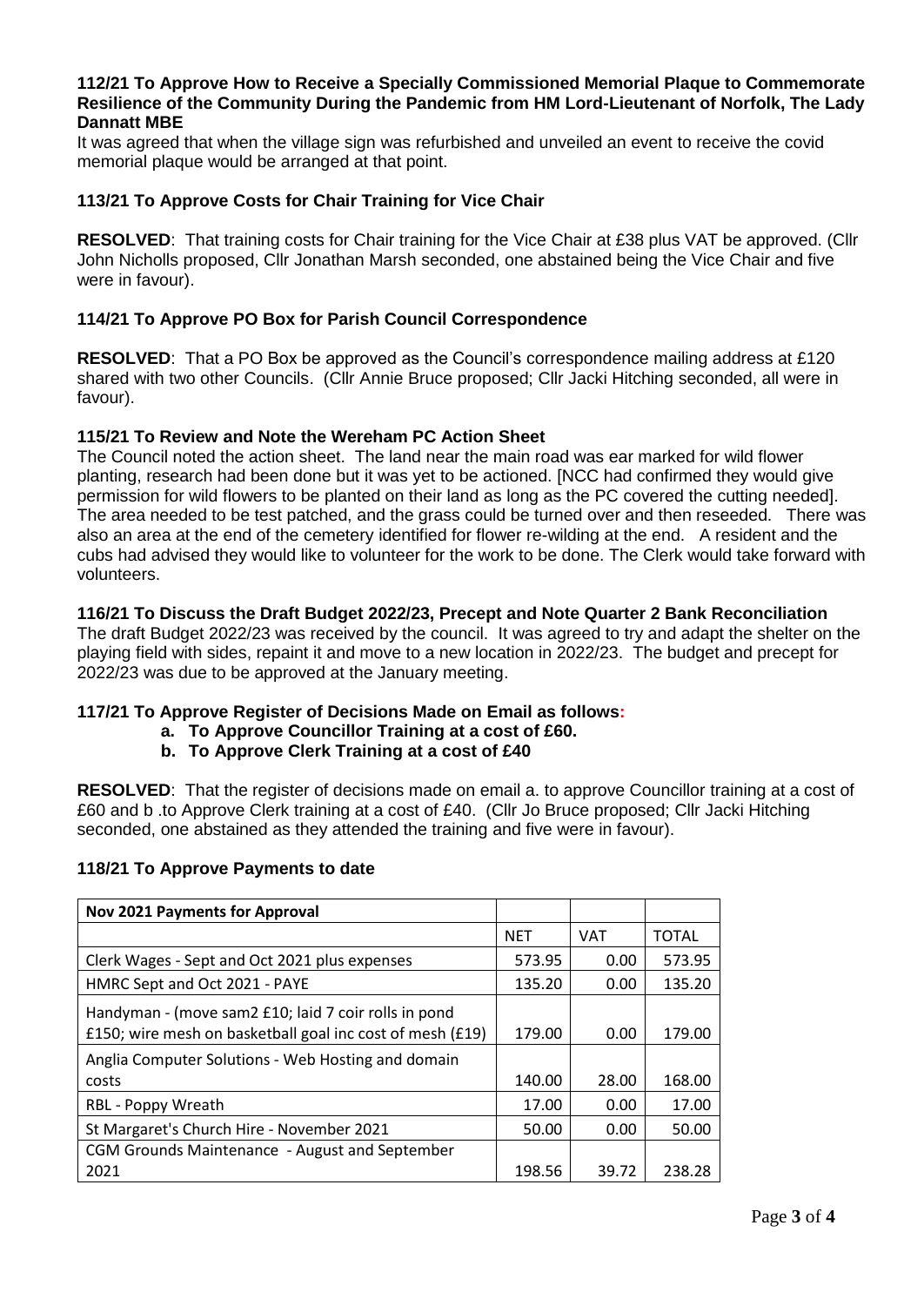### 112/21 To Approve How to Receive a Specially Commissioned Memorial Plaque to Commemorate Resilience of the Community During the Pandemic from HM Lord-Lieutenant of Norfolk, The Lady Dannatt MBE

It was agreed that when the village sign was refurbished and unveiled an event to receive the covid memorial plaque would be arranged at that point.

### 113/21 To Approve Costs for Chair Training for Vice Chair

**RESOLVED**: That training costs for Chair training for the Vice Chair at £38 plus VAT be approved. (Cllr John Nicholls proposed, Cllr Jonathan Marsh seconded, one abstained being the Vice Chair and five were in favour).

### 114/21 To Approve PO Box for Parish Council Correspondence

**RESOLVED**: That a PO Box be approved as the Council's correspondence mailing address at £120 shared with two other Councils. (Cllr Annie Bruce proposed; Cllr Jacki Hitching seconded, all were in favour).

### 115/21 To Review and Note the Wereham PC Action Sheet

The Council noted the action sheet. The land near the main road was ear marked for wild flower planting, research had been done but it was yet to be actioned. [NCC had confirmed they would give permission for wild flowers to be planted on their land as long as the PC covered the cutting needed]. The area needed to be test patched, and the grass could be turned over and then reseeded. There was also an area at the end of the cemetery identified for flower re-wilding at the end. A resident and the cubs had advised they would like to volunteer for the work to be done. The Clerk would take forward with volunteers.

### 116/21 To Discuss the Draft Budget 2022/23, Precept and Note Quarter 2 Bank Reconciliation

The draft Budget 2022/23 was received by the council. It was agreed to try and adapt the shelter on the playing field with sides, repaint it and move to a new location in 2022/23. The budget and precept for 2022/23 was due to be approved at the January meeting.

### 117/21 To Approve Register of Decisions Made on Email as follows:

a. **To Approve Councillor Training at a cost of £60.**
b. **To Approve Clerk Training at a cost of £40**

**RESOLVED**: That the register of decisions made on email a. to approve Councillor training at a cost of £60 and b .to Approve Clerk training at a cost of £40. (Cllr Jo Bruce proposed; Cllr Jacki Hitching seconded, one abstained as they attended the training and five were in favour).

### 118/21 To Approve Payments to date

| **Nov 2021 Payments for Approval** | | | |
|---|---|---|---|
| | NET | VAT | TOTAL |
| Clerk Wages - Sept and Oct 2021 plus expenses | 573.95 | 0.00 | 573.95 |
| HMRC Sept and Oct 2021 - PAYE | 135.20 | 0.00 | 135.20 |
| Handyman - (move sam2 £10; laid 7 coir rolls in pond £150; wire mesh on basketball goal inc cost of mesh (£19) | 179.00 | 0.00 | 179.00 |
| Anglia Computer Solutions - Web Hosting and domain costs | 140.00 | 28.00 | 168.00 |
| RBL - Poppy Wreath | 17.00 | 0.00 | 17.00 |
| St Margaret's Church Hire - November 2021 | 50.00 | 0.00 | 50.00 |
| CGM Grounds Maintenance - August and September 2021 | 198.56 | 39.72 | 238.28 |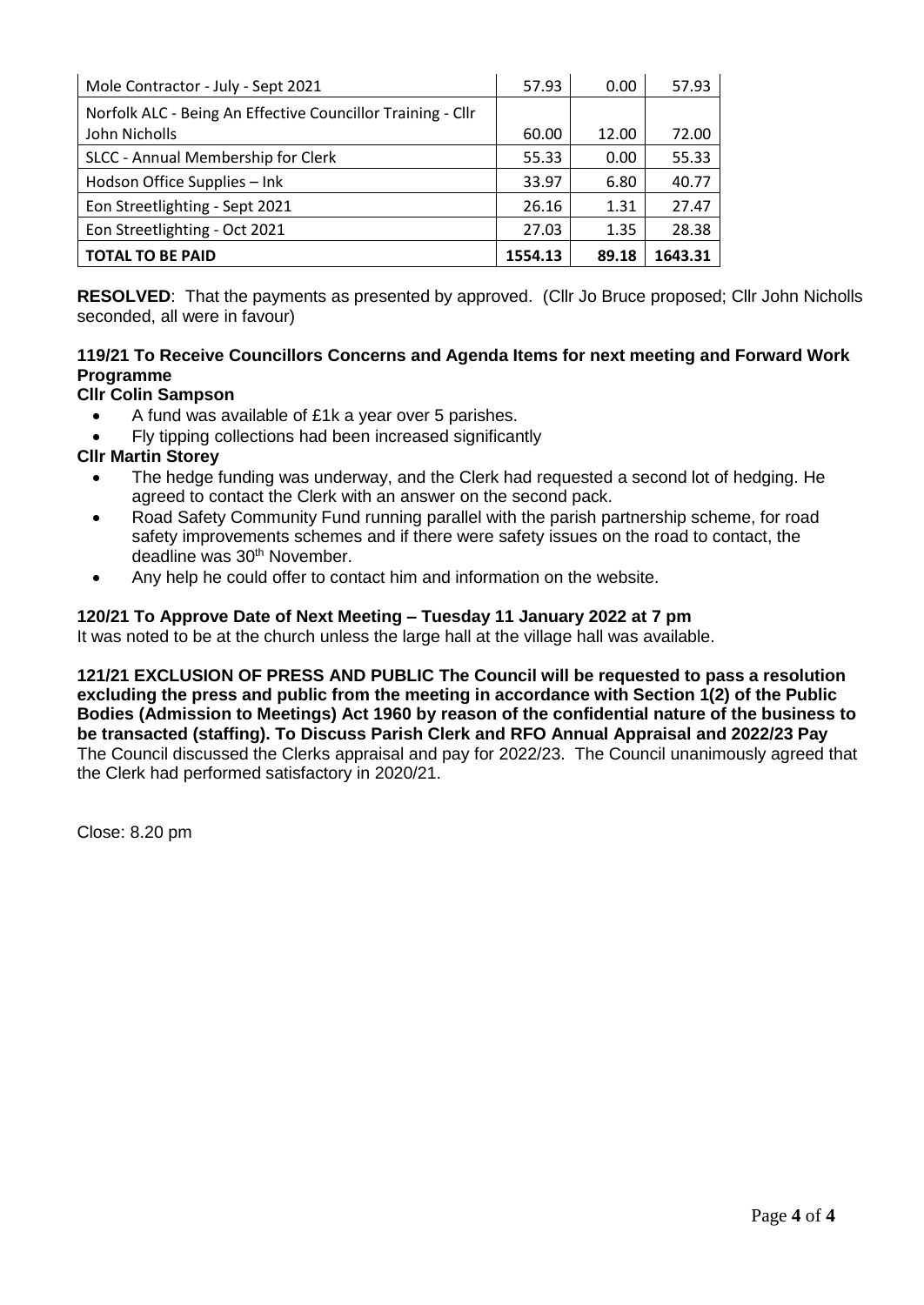| | | | |
|---|---|---|---|
| Mole Contractor - July - Sept 2021 | 57.93 | 0.00 | 57.93 |
| Norfolk ALC - Being An Effective Councillor Training - Cllr John Nicholls | 60.00 | 12.00 | 72.00 |
| SLCC - Annual Membership for Clerk | 55.33 | 0.00 | 55.33 |
| Hodson Office Supplies – Ink | 33.97 | 6.80 | 40.77 |
| Eon Streetlighting - Sept 2021 | 26.16 | 1.31 | 27.47 |
| Eon Streetlighting - Oct 2021 | 27.03 | 1.35 | 28.38 |
| **TOTAL TO BE PAID** | **1554.13** | **89.18** | **1643.31** |

**RESOLVED**: That the payments as presented by approved. (Cllr Jo Bruce proposed; Cllr John Nicholls seconded, all were in favour)

**119/21 To Receive Councillors Concerns and Agenda Items for next meeting and Forward Work Programme**

**Cllr Colin Sampson**

- A fund was available of £1k a year over 5 parishes.
- Fly tipping collections had been increased significantly

**Cllr Martin Storey**

- The hedge funding was underway, and the Clerk had requested a second lot of hedging. He agreed to contact the Clerk with an answer on the second pack.
- Road Safety Community Fund running parallel with the parish partnership scheme, for road safety improvements schemes and if there were safety issues on the road to contact, the deadline was 30th November.
- Any help he could offer to contact him and information on the website.

**120/21 To Approve Date of Next Meeting – Tuesday 11 January 2022 at 7 pm**

It was noted to be at the church unless the large hall at the village hall was available.

**121/21 EXCLUSION OF PRESS AND PUBLIC The Council will be requested to pass a resolution excluding the press and public from the meeting in accordance with Section 1(2) of the Public Bodies (Admission to Meetings) Act 1960 by reason of the confidential nature of the business to be transacted (staffing). To Discuss Parish Clerk and RFO Annual Appraisal and 2022/23 Pay**
The Council discussed the Clerks appraisal and pay for 2022/23. The Council unanimously agreed that the Clerk had performed satisfactory in 2020/21.

Close: 8.20 pm